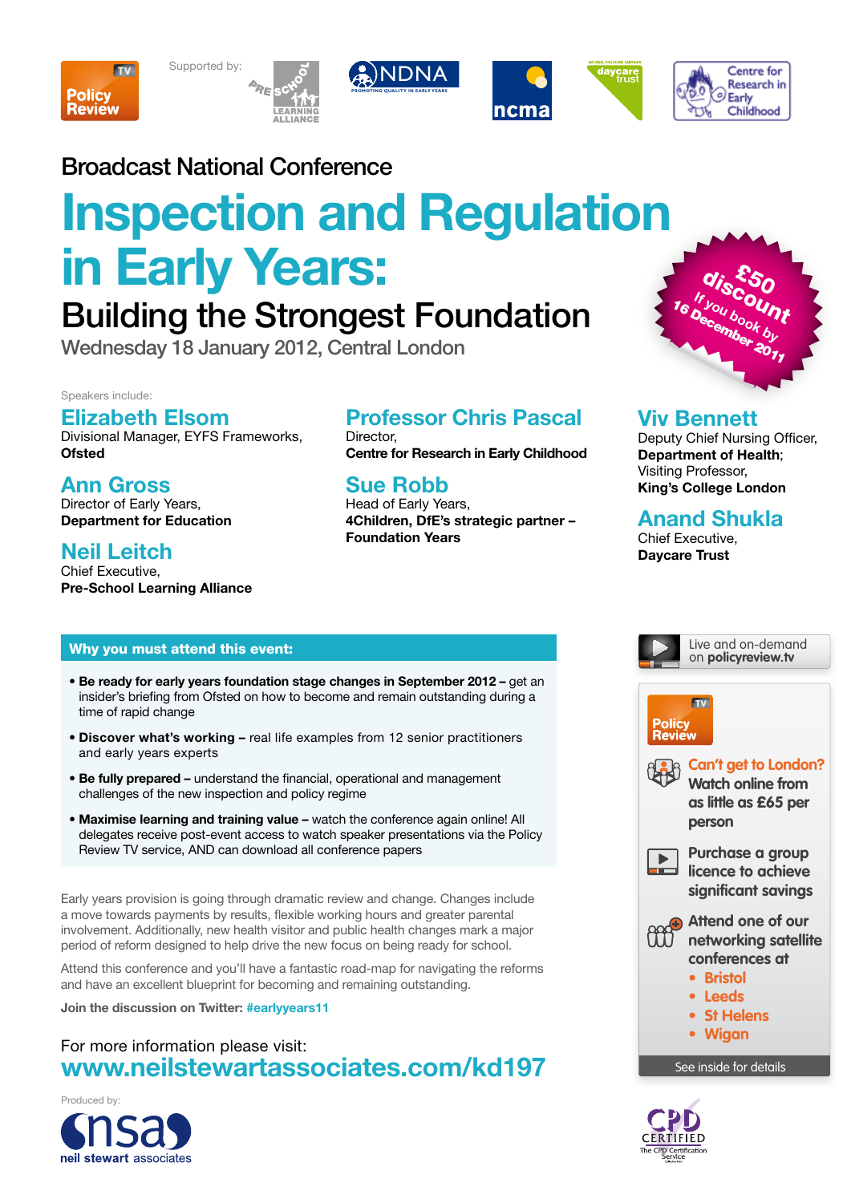Policy Review TV

Supported by: Pre-School Learning Alliance | NDNA Promoting Quality in Early Years | ncma | daycare trust | Centre for Research in Early Childhood

Broadcast National Conference

# Inspection and Regulation in Early Years:

## Building the Strongest Foundation

Wednesday 18 January 2012, Central London

**£50 discount** If you book by 16 December 2011

Speakers include:

### Elizabeth Elsom
Divisional Manager, EYFS Frameworks,
**Ofsted**

### Ann Gross
Director of Early Years,
**Department for Education**

### Neil Leitch
Chief Executive,
**Pre-School Learning Alliance**

### Professor Chris Pascal
Director,
**Centre for Research in Early Childhood**

### Sue Robb
Head of Early Years,
**4Children, DfE's strategic partner – Foundation Years**

### Viv Bennett
Deputy Chief Nursing Officer,
**Department of Health**;
Visiting Professor,
**King's College London**

### Anand Shukla
Chief Executive,
**Daycare Trust**

## Why you must attend this event:

- **Be ready for early years foundation stage changes in September 2012 –** get an insider's briefing from Ofsted on how to become and remain outstanding during a time of rapid change
- **Discover what's working –** real life examples from 12 senior practitioners and early years experts
- **Be fully prepared –** understand the financial, operational and management challenges of the new inspection and policy regime
- **Maximise learning and training value –** watch the conference again online! All delegates receive post-event access to watch speaker presentations via the Policy Review TV service, AND can download all conference papers

Early years provision is going through dramatic review and change. Changes include a move towards payments by results, flexible working hours and greater parental involvement. Additionally, new health visitor and public health changes mark a major period of reform designed to help drive the new focus on being ready for school.

Attend this conference and you'll have a fantastic road-map for navigating the reforms and have an excellent blueprint for becoming and remaining outstanding.

**Join the discussion on Twitter: #earlyyears11**

For more information please visit:
**www.neilstewartassociates.com/kd197**

Produced by: nsa neil stewart associates

Live and on-demand on **policyreview.tv**

Policy Review TV

**Can't get to London?** Watch online from as little as £65 per person

Purchase a group licence to achieve significant savings

Attend one of our networking satellite conferences at
- Bristol
- Leeds
- St Helens
- Wigan

See inside for details

CPD CERTIFIED The CPD Certification Service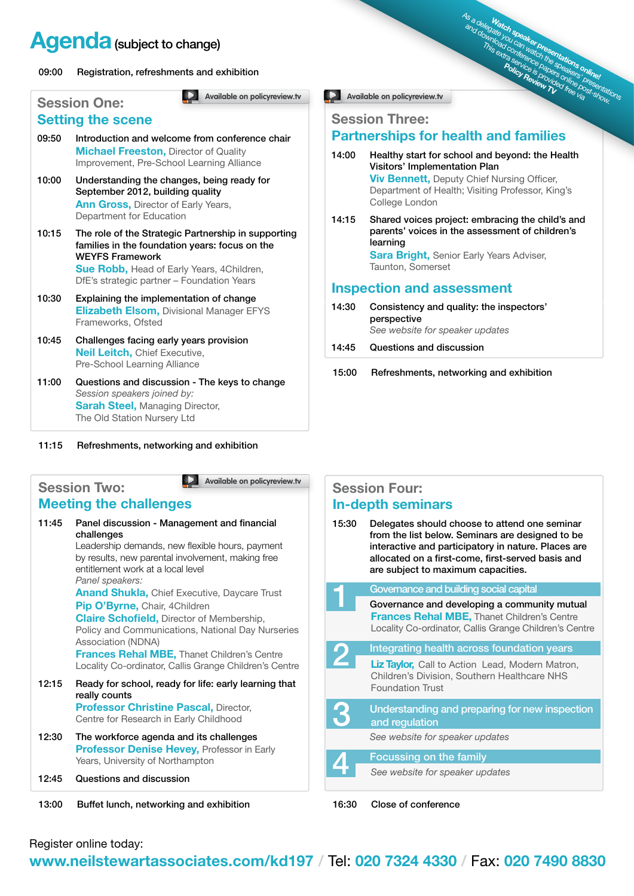# Agenda (subject to change)

*Watch speaker presentations online! As a delegate you can watch the speakers' presentations and download conference papers online post-show. This extra service is provided free via Policy Review TV*

09:00 Registration, refreshments and exhibition

## Session One: Setting the scene

Available on policyreview.tv

**09:50** Introduction and welcome from conference chair
**Michael Freeston,** Director of Quality Improvement, Pre-School Learning Alliance

**10:00** Understanding the changes, being ready for September 2012, building quality
**Ann Gross,** Director of Early Years, Department for Education

**10:15** The role of the Strategic Partnership in supporting families in the foundation years: focus on the WEYFS Framework
**Sue Robb,** Head of Early Years, 4Children, DfE's strategic partner – Foundation Years

**10:30** Explaining the implementation of change
**Elizabeth Elsom,** Divisional Manager EFYS Frameworks, Ofsted

**10:45** Challenges facing early years provision
**Neil Leitch,** Chief Executive, Pre-School Learning Alliance

**11:00** Questions and discussion - The keys to change
*Session speakers joined by:*
**Sarah Steel,** Managing Director, The Old Station Nursery Ltd

11:15 Refreshments, networking and exhibition

## Session Two: Meeting the challenges

Available on policyreview.tv

**11:45** Panel discussion - Management and financial challenges
Leadership demands, new flexible hours, payment by results, new parental involvement, making free entitlement work at a local level
*Panel speakers:*
**Anand Shukla,** Chief Executive, Daycare Trust
**Pip O'Byrne,** Chair, 4Children
**Claire Schofield,** Director of Membership, Policy and Communications, National Day Nurseries Association (NDNA)
**Frances Rehal MBE,** Thanet Children's Centre Locality Co-ordinator, Callis Grange Children's Centre

**12:15** Ready for school, ready for life: early learning that really counts
**Professor Christine Pascal,** Director, Centre for Research in Early Childhood

**12:30** The workforce agenda and its challenges
**Professor Denise Hevey,** Professor in Early Years, University of Northampton

**12:45** Questions and discussion

13:00 Buffet lunch, networking and exhibition

## Session Three: Partnerships for health and families

Available on policyreview.tv

**14:00** Healthy start for school and beyond: the Health Visitors' Implementation Plan
**Viv Bennett,** Deputy Chief Nursing Officer, Department of Health; Visiting Professor, King's College London

**14:15** Shared voices project: embracing the child's and parents' voices in the assessment of children's learning
**Sara Bright,** Senior Early Years Adviser, Taunton, Somerset

### Inspection and assessment

**14:30** Consistency and quality: the inspectors' perspective
*See website for speaker updates*

**14:45** Questions and discussion

15:00 Refreshments, networking and exhibition

## Session Four: In-depth seminars

**15:30** Delegates should choose to attend one seminar from the list below. Seminars are designed to be interactive and participatory in nature. Places are allocated on a first-come, first-served basis and are subject to maximum capacities.

**1 Governance and building social capital**
Governance and developing a community mutual
**Frances Rehal MBE,** Thanet Children's Centre Locality Co-ordinator, Callis Grange Children's Centre

**2 Integrating health across foundation years**
**Liz Taylor,** Call to Action Lead, Modern Matron, Children's Division, Southern Healthcare NHS Foundation Trust

**3 Understanding and preparing for new inspection and regulation**
*See website for speaker updates*

**4 Focussing on the family**
*See website for speaker updates*

16:30 Close of conference

Register online today:
**www.neilstewartassociates.com/kd197** / Tel: **020 7324 4330** / Fax: **020 7490 8830**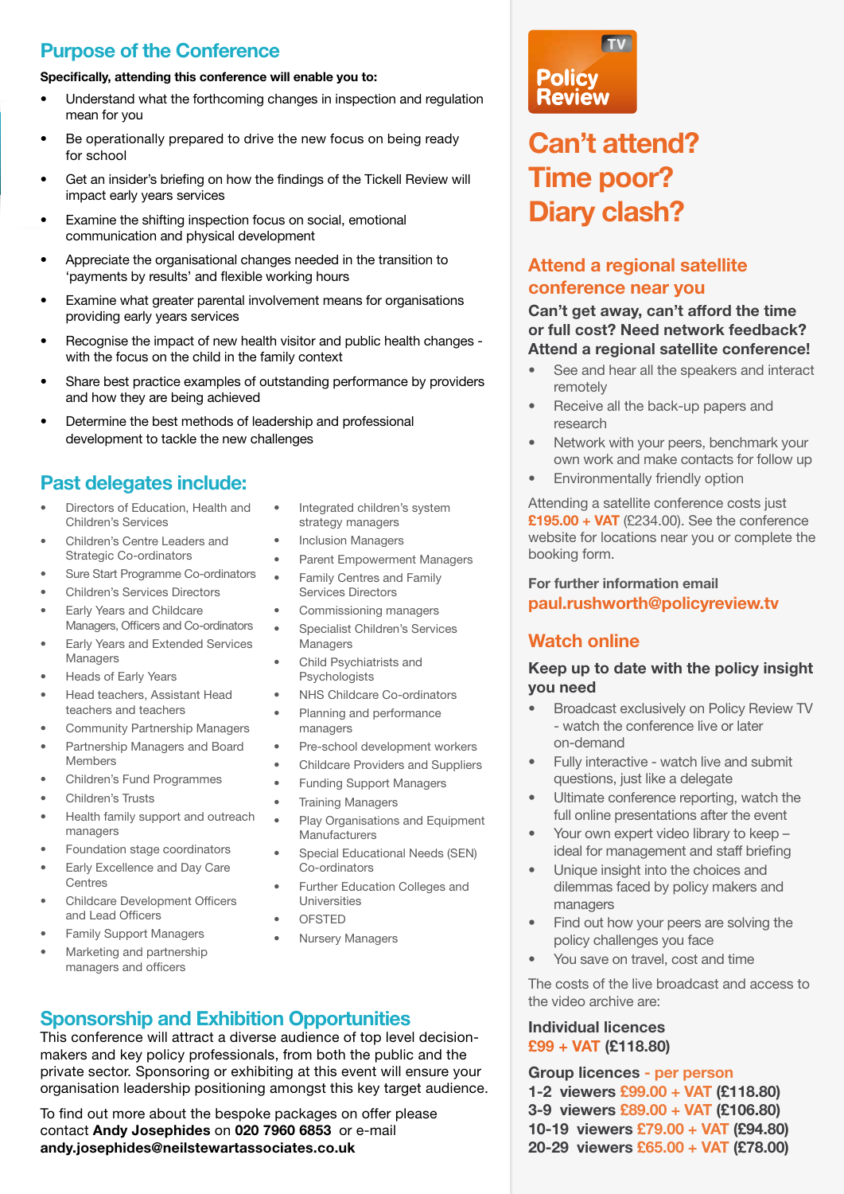## Purpose of the Conference

**Specifically, attending this conference will enable you to:**

- Understand what the forthcoming changes in inspection and regulation mean for you
- Be operationally prepared to drive the new focus on being ready for school
- Get an insider's briefing on how the findings of the Tickell Review will impact early years services
- Examine the shifting inspection focus on social, emotional communication and physical development
- Appreciate the organisational changes needed in the transition to 'payments by results' and flexible working hours
- Examine what greater parental involvement means for organisations providing early years services
- Recognise the impact of new health visitor and public health changes - with the focus on the child in the family context
- Share best practice examples of outstanding performance by providers and how they are being achieved
- Determine the best methods of leadership and professional development to tackle the new challenges

## Past delegates include:

- Directors of Education, Health and Children's Services
- Children's Centre Leaders and Strategic Co-ordinators
- Sure Start Programme Co-ordinators
- Children's Services Directors
- Early Years and Childcare Managers, Officers and Co-ordinators
- Early Years and Extended Services Managers
- Heads of Early Years
- Head teachers, Assistant Head teachers and teachers
- Community Partnership Managers
- Partnership Managers and Board Members
- Children's Fund Programmes
- Children's Trusts
- Health family support and outreach managers
- Foundation stage coordinators
- Early Excellence and Day Care Centres
- Childcare Development Officers and Lead Officers
- Family Support Managers
- Marketing and partnership managers and officers
- Integrated children's system strategy managers
- Inclusion Managers
- Parent Empowerment Managers
- Family Centres and Family Services Directors
- Commissioning managers
- Specialist Children's Services Managers
- Child Psychiatrists and Psychologists
- NHS Childcare Co-ordinators
- Planning and performance managers
- Pre-school development workers
- Childcare Providers and Suppliers
- Funding Support Managers
- Training Managers
- Play Organisations and Equipment Manufacturers
- Special Educational Needs (SEN) Co-ordinators
- Further Education Colleges and Universities
- OFSTED
- Nursery Managers

## Sponsorship and Exhibition Opportunities

This conference will attract a diverse audience of top level decision-makers and key policy professionals, from both the public and the private sector. Sponsoring or exhibiting at this event will ensure your organisation leadership positioning amongst this key target audience.

To find out more about the bespoke packages on offer please contact **Andy Josephides** on **020 7960 6853** or e-mail **andy.josephides@neilstewartassociates.co.uk**

Policy Review TV

# Can't attend? Time poor? Diary clash?

## Attend a regional satellite conference near you

**Can't get away, can't afford the time or full cost? Need network feedback? Attend a regional satellite conference!**

- See and hear all the speakers and interact remotely
- Receive all the back-up papers and research
- Network with your peers, benchmark your own work and make contacts for follow up
- Environmentally friendly option

Attending a satellite conference costs just **£195.00 + VAT** (£234.00). See the conference website for locations near you or complete the booking form.

**For further information email**
**paul.rushworth@policyreview.tv**

## Watch online

**Keep up to date with the policy insight you need**

- Broadcast exclusively on Policy Review TV - watch the conference live or later on-demand
- Fully interactive - watch live and submit questions, just like a delegate
- Ultimate conference reporting, watch the full online presentations after the event
- Your own expert video library to keep – ideal for management and staff briefing
- Unique insight into the choices and dilemmas faced by policy makers and managers
- Find out how your peers are solving the policy challenges you face
- You save on travel, cost and time

The costs of the live broadcast and access to the video archive are:

**Individual licences**
**£99 + VAT (£118.80)**

**Group licences - per person**
**1-2 viewers £99.00 + VAT (£118.80)**
**3-9 viewers £89.00 + VAT (£106.80)**
**10-19 viewers £79.00 + VAT (£94.80)**
**20-29 viewers £65.00 + VAT (£78.00)**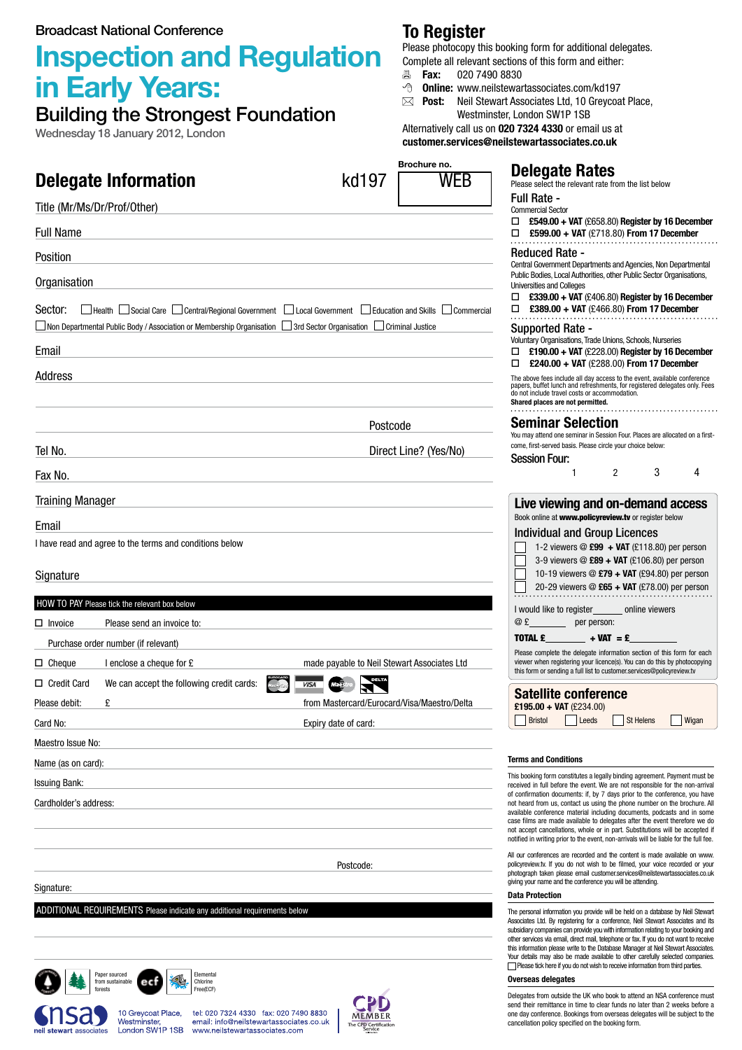Broadcast National Conference

# Inspection and Regulation in Early Years:

## Building the Strongest Foundation

Wednesday 18 January 2012, London

## To Register

Please photocopy this booking form for additional delegates.
Complete all relevant sections of this form and either:

- **Fax:** 020 7490 8830
- **Online:** www.neilstewartassociates.com/kd197
- **Post:** Neil Stewart Associates Ltd, 10 Greycoat Place, Westminster, London SW1P 1SB

Alternatively call us on **020 7324 4330** or email us at **customer.services@neilstewartassociates.co.uk**

## Delegate Information

kd197

Brochure no. WEB

Title (Mr/Ms/Dr/Prof/Other)

Full Name

Position

Organisation

Sector: ☐ Health ☐ Social Care ☐ Central/Regional Government ☐ Local Government ☐ Education and Skills ☐ Commercial ☐ Non Departmental Public Body / Association or Membership Organisation ☐ 3rd Sector Organisation ☐ Criminal Justice

Email

Address

Postcode

Tel No. Direct Line? (Yes/No)

Fax No.

Training Manager

Email

I have read and agree to the terms and conditions below

Signature

**HOW TO PAY** Please tick the relevant box below

☐ Invoice Please send an invoice to:

Purchase order number (if relevant)

☐ Cheque I enclose a cheque for £ made payable to Neil Stewart Associates Ltd

☐ Credit Card We can accept the following credit cards:

Please debit: £ from Mastercard/Eurocard/Visa/Maestro/Delta

Card No: Expiry date of card:

Maestro Issue No:

Name (as on card):

Issuing Bank:

Cardholder's address:

Postcode:

Signature:

**ADDITIONAL REQUIREMENTS** Please indicate any additional requirements below

## Delegate Rates

Please select the relevant rate from the list below

### Full Rate -

Commercial Sector

- ☐ **£549.00 + VAT** (£658.80) **Register by 16 December**
- ☐ **£599.00 + VAT** (£718.80) **From 17 December**

### Reduced Rate -

Central Government Departments and Agencies, Non Departmental Public Bodies, Local Authorities, other Public Sector Organisations, Universities and Colleges

- ☐ **£339.00 + VAT** (£406.80) **Register by 16 December**
- ☐ **£389.00 + VAT** (£466.80) **From 17 December**

### Supported Rate -

Voluntary Organisations, Trade Unions, Schools, Nurseries

- ☐ **£190.00 + VAT** (£228.00) **Register by 16 December**
- ☐ **£240.00 + VAT** (£288.00) **From 17 December**

The above fees include all day access to the event, available conference papers, buffet lunch and refreshments, for registered delegates only. Fees do not include travel costs or accommodation.
**Shared places are not permitted.**

## Seminar Selection

You may attend one seminar in Session Four. Places are allocated on a first-come, first-served basis. Please circle your choice below:

Session Four: 1 2 3 4

## Live viewing and on-demand access

Book online at **www.policyreview.tv** or register below

### Individual and Group Licences

- ☐ 1-2 viewers @ **£99 + VAT** (£118.80) per person
- ☐ 3-9 viewers @ **£89 + VAT** (£106.80) per person
- ☐ 10-19 viewers @ **£79 + VAT** (£94.80) per person
- ☐ 20-29 viewers @ **£65 + VAT** (£78.00) per person

I would like to register______ online viewers @ £________ per person:

**TOTAL £__________ + VAT = £__________**

Please complete the delegate information section of this form for each viewer when registering your licence(s). You can do this by photocopying this form or sending a full list to customer.services@policyreview.tv

## Satellite conference

**£195.00 + VAT** (£234.00)

☐ Bristol ☐ Leeds ☐ St Helens ☐ Wigan

### Terms and Conditions

This booking form constitutes a legally binding agreement. Payment must be received in full before the event. We are not responsible for the non-arrival of confirmation documents: if, by 7 days prior to the conference, you have not heard from us, contact us using the phone number on the brochure. All available conference material including documents, podcasts and in some case films are made available to delegates after the event therefore we do not accept cancellations, whole or in part. Substitutions will be accepted if notified in writing prior to the event, non-arrivals will be liable for the full fee.

All our conferences are recorded and the content is made available on www.policyreview.tv. If you do not wish to be filmed, your voice recorded or your photograph taken please email customer.services@neilstewartassociates.co.uk giving your name and the conference you will be attending.

### Data Protection

The personal information you provide will be held on a database by Neil Stewart Associates Ltd. By registering for a conference, Neil Stewart Associates and its subsidiary companies can provide you with information relating to your booking and other services via email, direct mail, telephone or fax. If you do not want to receive this information please write to the Database Manager at Neil Stewart Associates. Your details may also be made available to other carefully selected companies.
☐ Please tick here if you do not wish to receive information from third parties.

### Overseas delegates

Delegates from outside the UK who book to attend an NSA conference must send their remittance in time to clear funds no later than 2 weeks before a one day conference. Bookings from overseas delegates will be subject to the cancellation policy specified on the booking form.

Paper sourced from sustainable forests | Elemental Chlorine Free(ECF)

nsa neil stewart associates — 10 Greycoat Place, Westminster, London SW1P 1SB — tel: 020 7324 4330 fax: 020 7490 8830 — email: info@neilstewartassociates.co.uk — www.neilstewartassociates.com

CPD MEMBER The CPD Certification Service